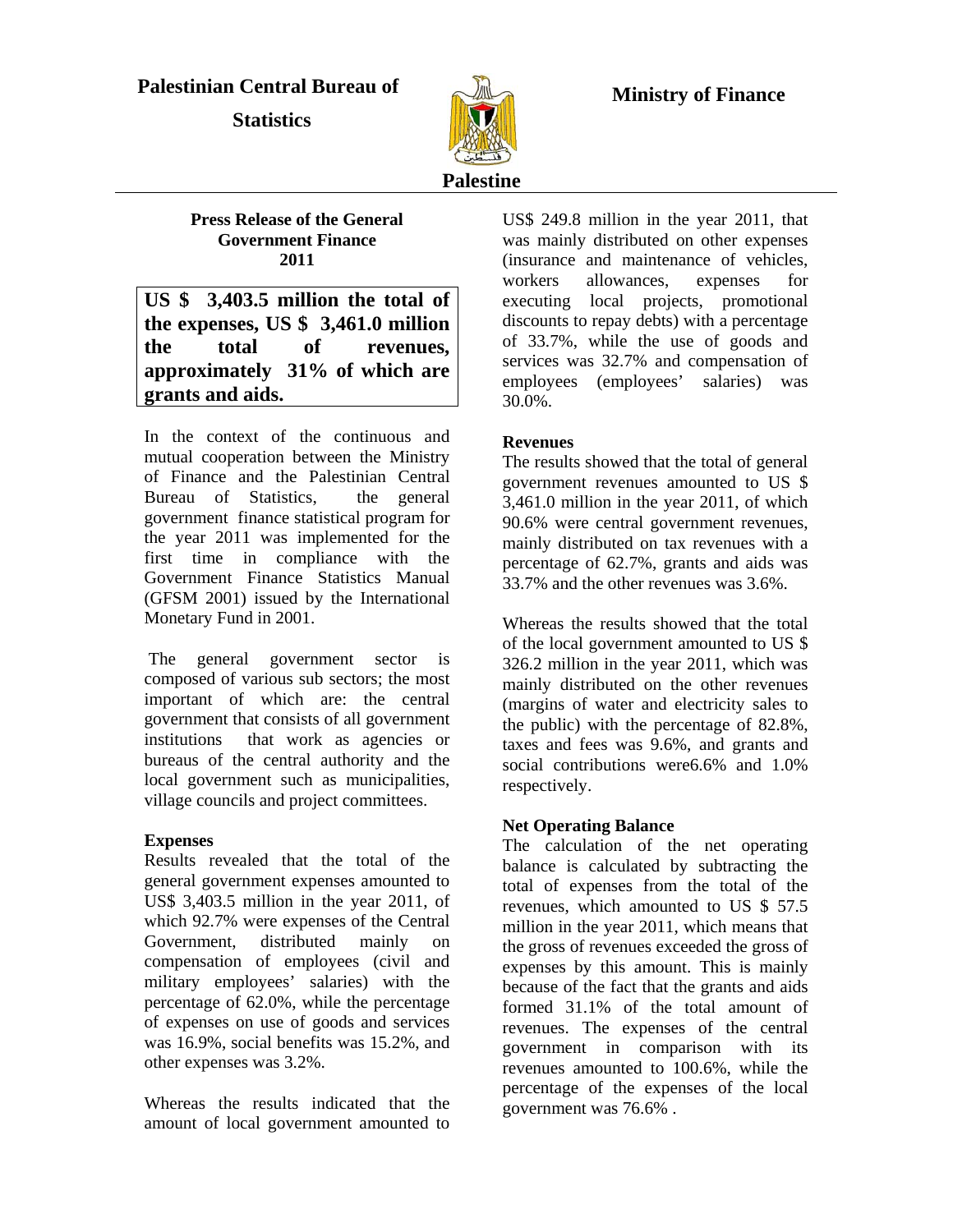**Palestinian Central Bureau of Statistics**

**Ministry of Finance**

**Palestine**

**Press Release of the General Government Finance 2011**

**US $ 3,403.5 million the total of the expenses, US $ 3,461.0 million the total of revenues, approximately 31% of which are grants and aids.**

In the context of the continuous and mutual cooperation between the Ministry of Finance and the Palestinian Central Bureau of Statistics, the general government finance statistical program for the year 2011 was implemented for the first time in compliance with the Government Finance Statistics Manual (GFSM 2001) issued by the International Monetary Fund in 2001.

The general government sector is composed of various sub sectors; the most important of which are: the central government that consists of all government institutions that work as agencies or bureaus of the central authority and the local government such as municipalities, village councils and project committees.

**Expenses**

Results revealed that the total of the general government expenses amounted to US$ 3,403.5 million in the year 2011, of which 92.7% were expenses of the Central Government, distributed mainly on compensation of employees (civil and military employees' salaries) with the percentage of 62.0%, while the percentage of expenses on use of goods and services was 16.9%, social benefits was 15.2%, and other expenses was 3.2%.

Whereas the results indicated that the amount of local government amounted to US$ 249.8 million in the year 2011, that was mainly distributed on other expenses (insurance and maintenance of vehicles, workers allowances, expenses for executing local projects, promotional discounts to repay debts) with a percentage of 33.7%, while the use of goods and services was 32.7% and compensation of employees (employees' salaries) was 30.0%.

**Revenues**

The results showed that the total of general government revenues amounted to US $ 3,461.0 million in the year 2011, of which 90.6% were central government revenues, mainly distributed on tax revenues with a percentage of 62.7%, grants and aids was 33.7% and the other revenues was 3.6%.

Whereas the results showed that the total of the local government amounted to US $ 326.2 million in the year 2011, which was mainly distributed on the other revenues (margins of water and electricity sales to the public) with the percentage of 82.8%, taxes and fees was 9.6%, and grants and social contributions were6.6% and 1.0% respectively.

**Net Operating Balance**

The calculation of the net operating balance is calculated by subtracting the total of expenses from the total of the revenues, which amounted to US $ 57.5 million in the year 2011, which means that the gross of revenues exceeded the gross of expenses by this amount. This is mainly because of the fact that the grants and aids formed 31.1% of the total amount of revenues. The expenses of the central government in comparison with its revenues amounted to 100.6%, while the percentage of the expenses of the local government was 76.6% .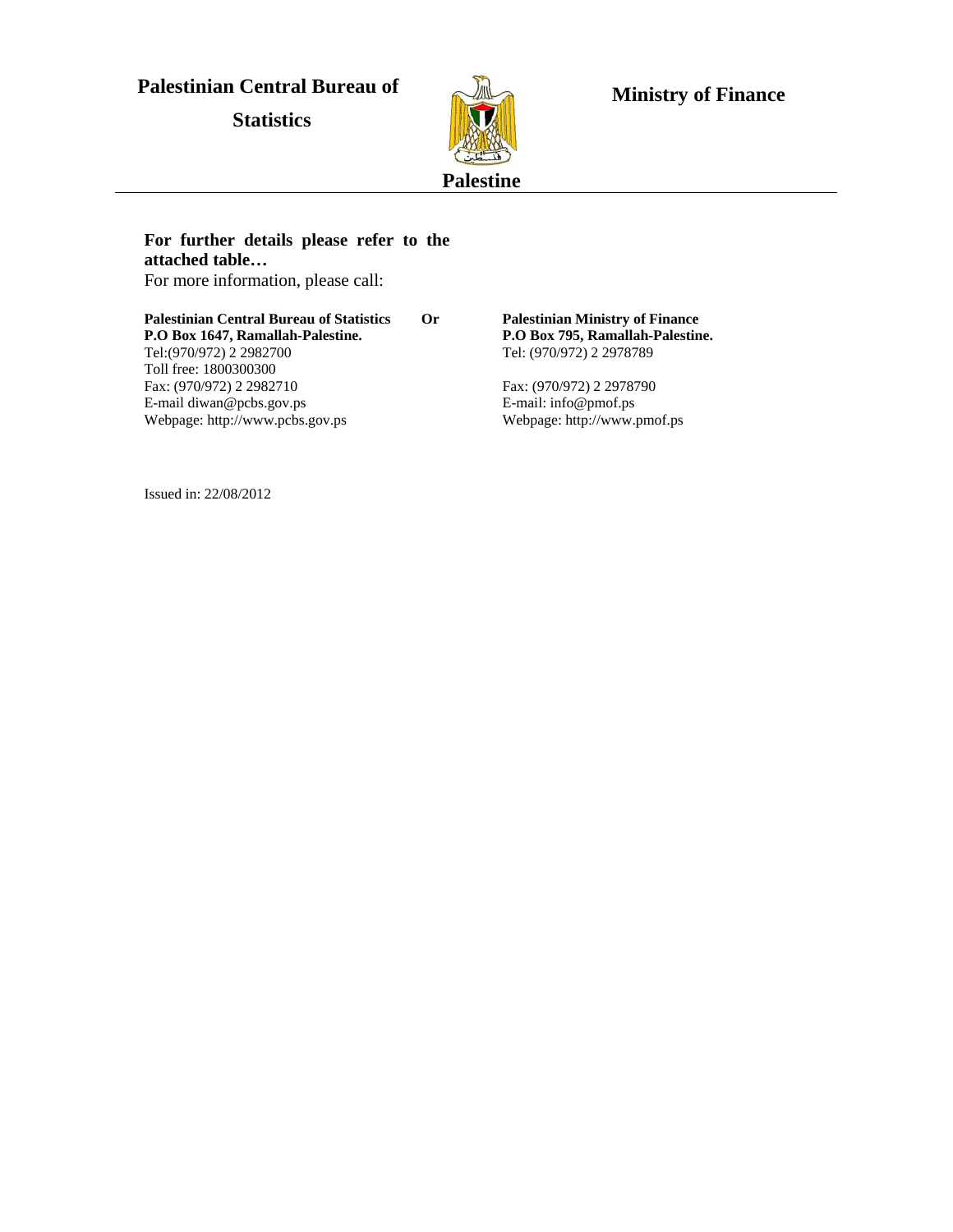**Palestinian Central Bureau of Statistics**

**Ministry of Finance**

**Palestine**

**For further details please refer to the attached table…**

For more information, please call:

**Palestinian Central Bureau of Statistics**
**P.O Box 1647, Ramallah-Palestine.**
Tel:(970/972) 2 2982700
Toll free: 1800300300
Fax: (970/972) 2 2982710
E-mail diwan@pcbs.gov.ps
Webpage: http://www.pcbs.gov.ps

**Or**

**Palestinian Ministry of Finance**
**P.O Box 795, Ramallah-Palestine.**
Tel: (970/972) 2 2978789

Fax: (970/972) 2 2978790
E-mail: info@pmof.ps
Webpage: http://www.pmof.ps

Issued in: 22/08/2012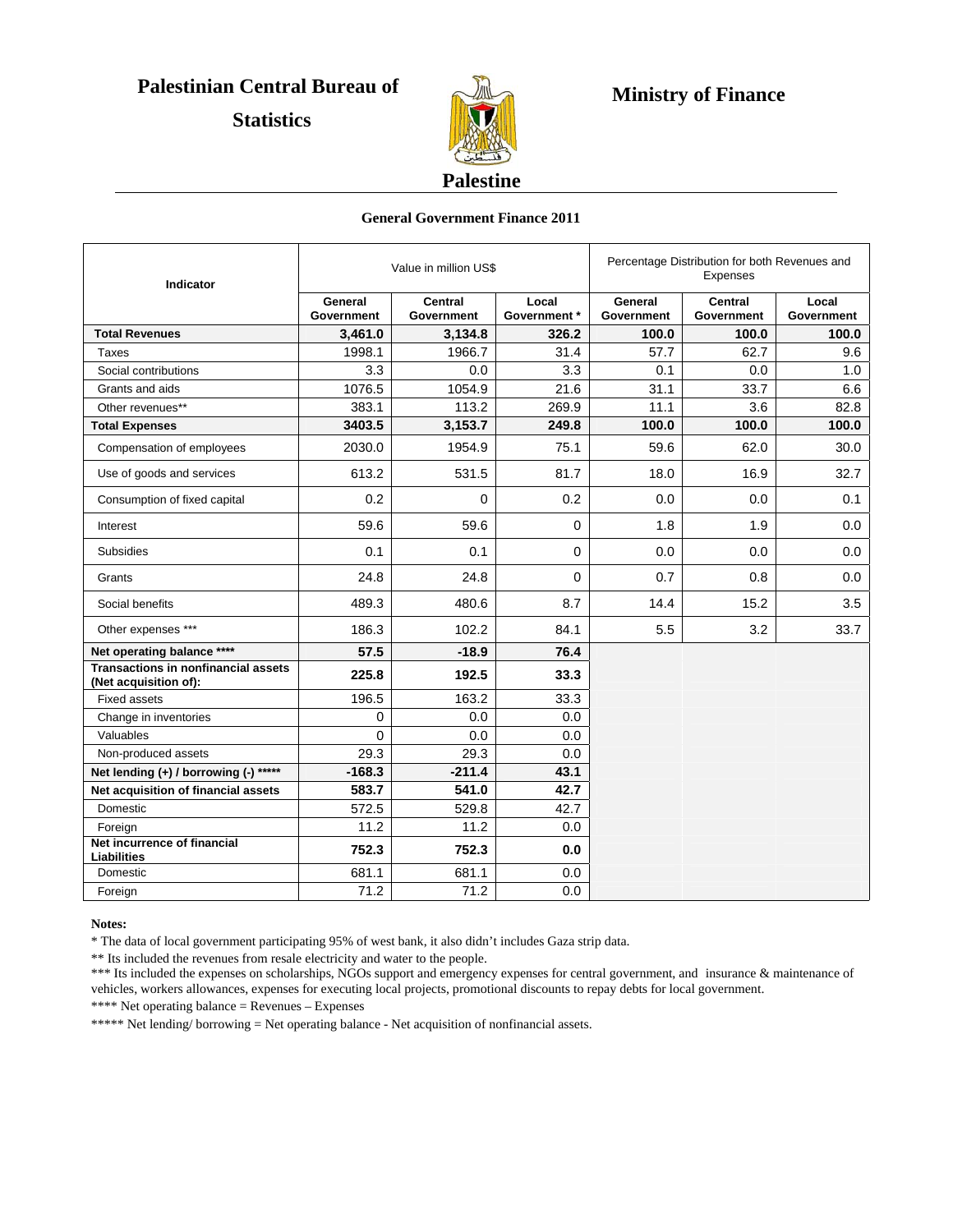**Palestinian Central Bureau of Statistics**

**Ministry of Finance**

# Palestine

**General Government Finance 2011**

| Indicator | Value in million US$ | | | Percentage Distribution for both Revenues and Expenses | | |
|---|---|---|---|---|---|---|
| | General Government | Central Government | Local Government * | General Government | Central Government | Local Government |
| **Total Revenues** | **3,461.0** | **3,134.8** | **326.2** | **100.0** | **100.0** | **100.0** |
| Taxes | 1998.1 | 1966.7 | 31.4 | 57.7 | 62.7 | 9.6 |
| Social contributions | 3.3 | 0.0 | 3.3 | 0.1 | 0.0 | 1.0 |
| Grants and aids | 1076.5 | 1054.9 | 21.6 | 31.1 | 33.7 | 6.6 |
| Other revenues** | 383.1 | 113.2 | 269.9 | 11.1 | 3.6 | 82.8 |
| **Total Expenses** | **3403.5** | **3,153.7** | **249.8** | **100.0** | **100.0** | **100.0** |
| Compensation of employees | 2030.0 | 1954.9 | 75.1 | 59.6 | 62.0 | 30.0 |
| Use of goods and services | 613.2 | 531.5 | 81.7 | 18.0 | 16.9 | 32.7 |
| Consumption of fixed capital | 0.2 | 0 | 0.2 | 0.0 | 0.0 | 0.1 |
| Interest | 59.6 | 59.6 | 0 | 1.8 | 1.9 | 0.0 |
| Subsidies | 0.1 | 0.1 | 0 | 0.0 | 0.0 | 0.0 |
| Grants | 24.8 | 24.8 | 0 | 0.7 | 0.8 | 0.0 |
| Social benefits | 489.3 | 480.6 | 8.7 | 14.4 | 15.2 | 3.5 |
| Other expenses *** | 186.3 | 102.2 | 84.1 | 5.5 | 3.2 | 33.7 |
| **Net operating balance \*\*\*\*** | **57.5** | **-18.9** | **76.4** | | | |
| **Transactions in nonfinancial assets (Net acquisition of):** | **225.8** | **192.5** | **33.3** | | | |
| Fixed assets | 196.5 | 163.2 | 33.3 | | | |
| Change in inventories | 0 | 0.0 | 0.0 | | | |
| Valuables | 0 | 0.0 | 0.0 | | | |
| Non-produced assets | 29.3 | 29.3 | 0.0 | | | |
| **Net lending (+) / borrowing (-) \*\*\*\*\*** | **-168.3** | **-211.4** | **43.1** | | | |
| **Net acquisition of financial assets** | **583.7** | **541.0** | **42.7** | | | |
| Domestic | 572.5 | 529.8 | 42.7 | | | |
| Foreign | 11.2 | 11.2 | 0.0 | | | |
| **Net incurrence of financial Liabilities** | **752.3** | **752.3** | **0.0** | | | |
| Domestic | 681.1 | 681.1 | 0.0 | | | |
| Foreign | 71.2 | 71.2 | 0.0 | | | |

**Notes:**

* The data of local government participating 95% of west bank, it also didn't includes Gaza strip data.

** Its included the revenues from resale electricity and water to the people.

*** Its included the expenses on scholarships, NGOs support and emergency expenses for central government, and insurance & maintenance of vehicles, workers allowances, expenses for executing local projects, promotional discounts to repay debts for local government.

**** Net operating balance = Revenues – Expenses

***** Net lending/ borrowing = Net operating balance - Net acquisition of nonfinancial assets.